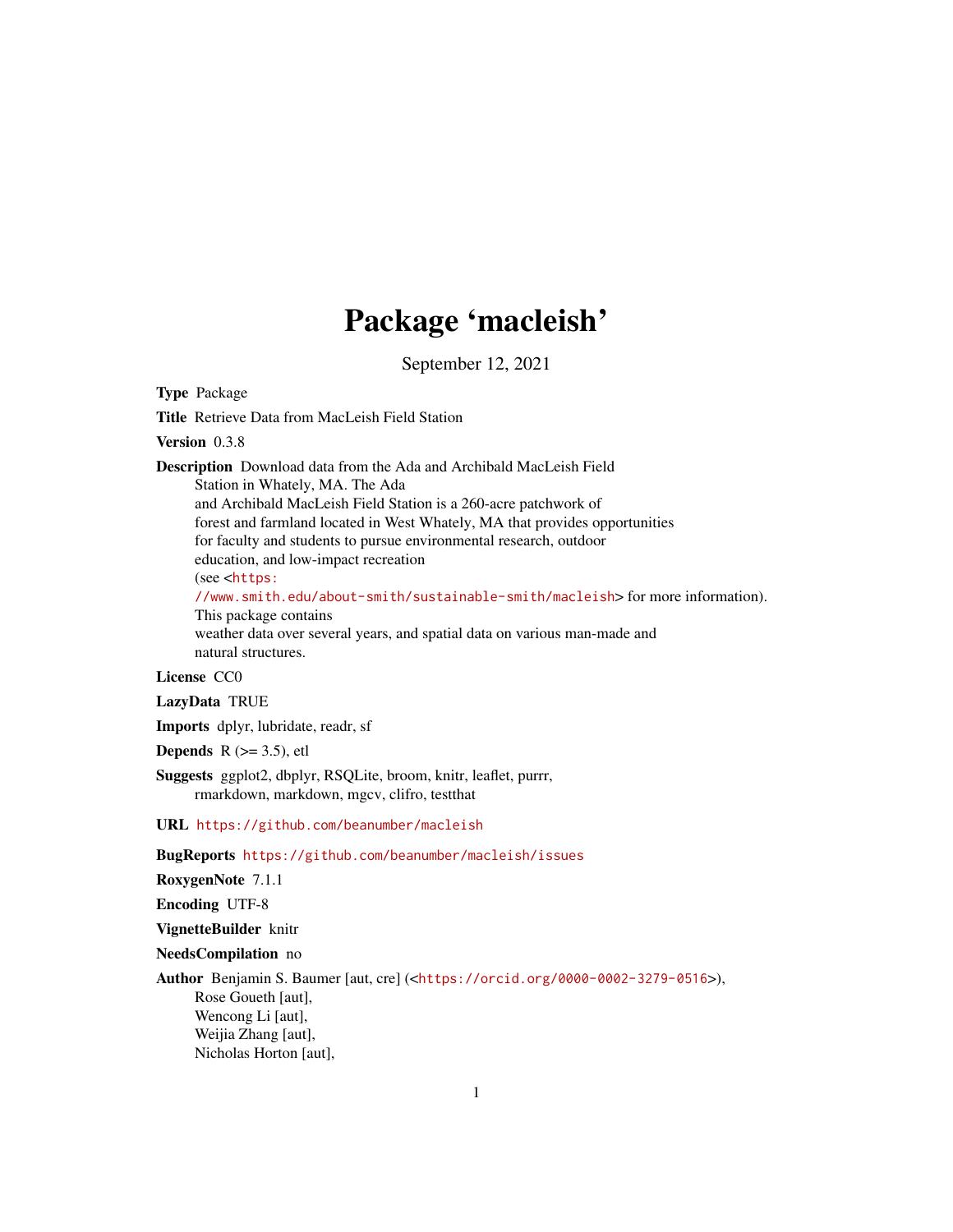# Package 'macleish'

September 12, 2021

**Type** Package

**Title** Retrieve Data from MacLeish Field Station

**Version** 0.3.8

**Description** Download data from the Ada and Archibald MacLeish Field Station in Whately, MA. The Ada and Archibald MacLeish Field Station is a 260-acre patchwork of forest and farmland located in West Whately, MA that provides opportunities for faculty and students to pursue environmental research, outdoor education, and low-impact recreation (see <https://www.smith.edu/about-smith/sustainable-smith/macleish> for more information). This package contains weather data over several years, and spatial data on various man-made and natural structures.

**License** CC0

**LazyData** TRUE

**Imports** dplyr, lubridate, readr, sf

**Depends** R (>= 3.5), etl

**Suggests** ggplot2, dbplyr, RSQLite, broom, knitr, leaflet, purrr, rmarkdown, markdown, mgcv, clifro, testthat

**URL** https://github.com/beanumber/macleish

**BugReports** https://github.com/beanumber/macleish/issues

**RoxygenNote** 7.1.1

**Encoding** UTF-8

**VignetteBuilder** knitr

**NeedsCompilation** no

**Author** Benjamin S. Baumer [aut, cre] (<https://orcid.org/0000-0002-3279-0516>),
Rose Goueth [aut],
Wencong Li [aut],
Weijia Zhang [aut],
Nicholas Horton [aut],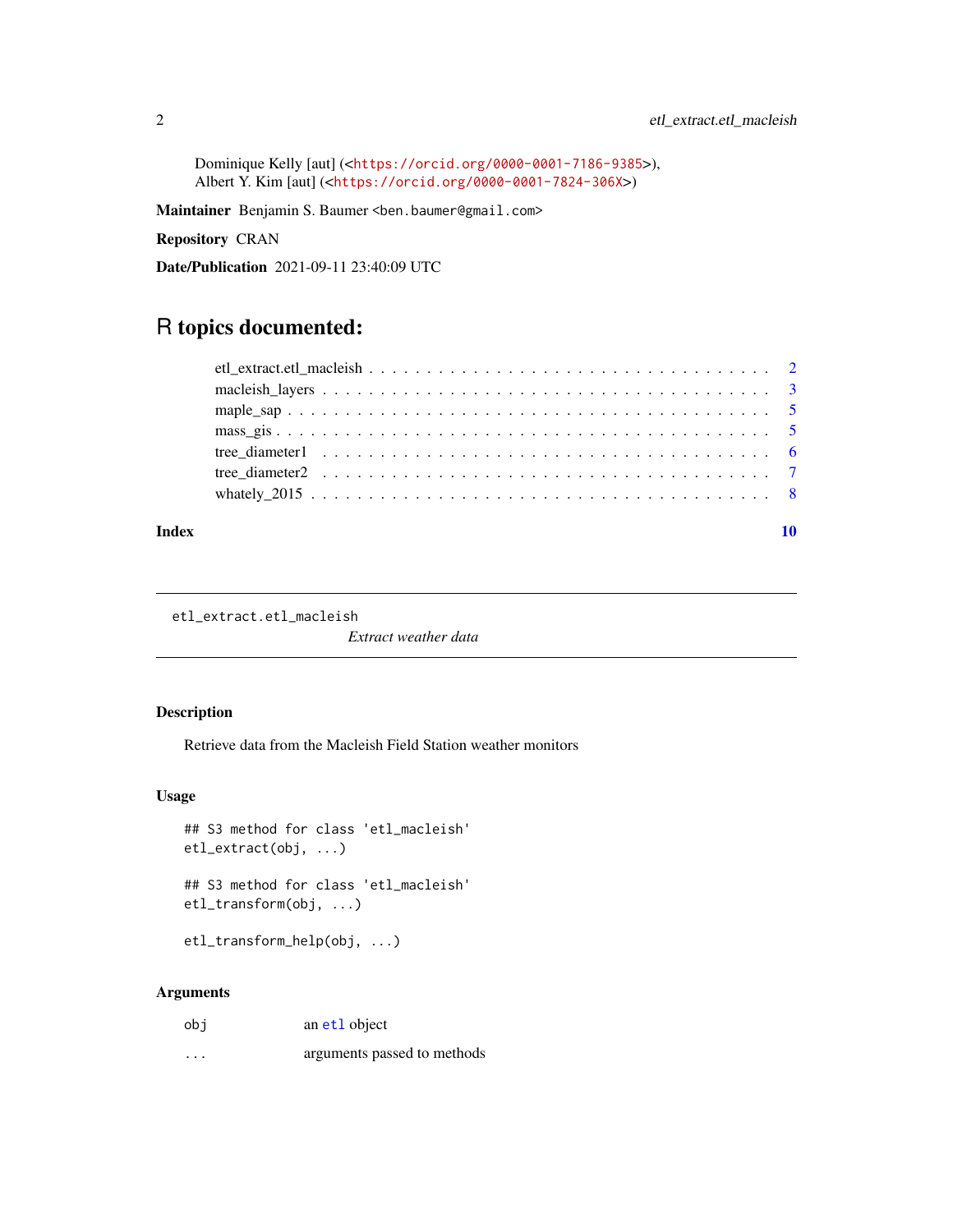Dominique Kelly [aut] (<https://orcid.org/0000-0001-7186-9385>),
Albert Y. Kim [aut] (<https://orcid.org/0000-0001-7824-306X>)

**Maintainer** Benjamin S. Baumer <ben.baumer@gmail.com>

**Repository** CRAN

**Date/Publication** 2021-09-11 23:40:09 UTC

# R topics documented:

- etl_extract.etl_macleish . . . . . . . . . . . . . . . . . . . . . . . . . . . . . . . . . 2
- macleish_layers . . . . . . . . . . . . . . . . . . . . . . . . . . . . . . . . . . . . . . 3
- maple_sap . . . . . . . . . . . . . . . . . . . . . . . . . . . . . . . . . . . . . . . . . 5
- mass_gis . . . . . . . . . . . . . . . . . . . . . . . . . . . . . . . . . . . . . . . . . . 5
- tree_diameter1 . . . . . . . . . . . . . . . . . . . . . . . . . . . . . . . . . . . . . . 6
- tree_diameter2 . . . . . . . . . . . . . . . . . . . . . . . . . . . . . . . . . . . . . . 7
- whately_2015 . . . . . . . . . . . . . . . . . . . . . . . . . . . . . . . . . . . . . . . 8

**Index** 10

---

## etl_extract.etl_macleish    *Extract weather data*

---

### Description

Retrieve data from the Macleish Field Station weather monitors

### Usage

```
## S3 method for class 'etl_macleish'
etl_extract(obj, ...)

## S3 method for class 'etl_macleish'
etl_transform(obj, ...)

etl_transform_help(obj, ...)
```

### Arguments

| | |
|---|---|
| obj | an etl object |
| ... | arguments passed to methods |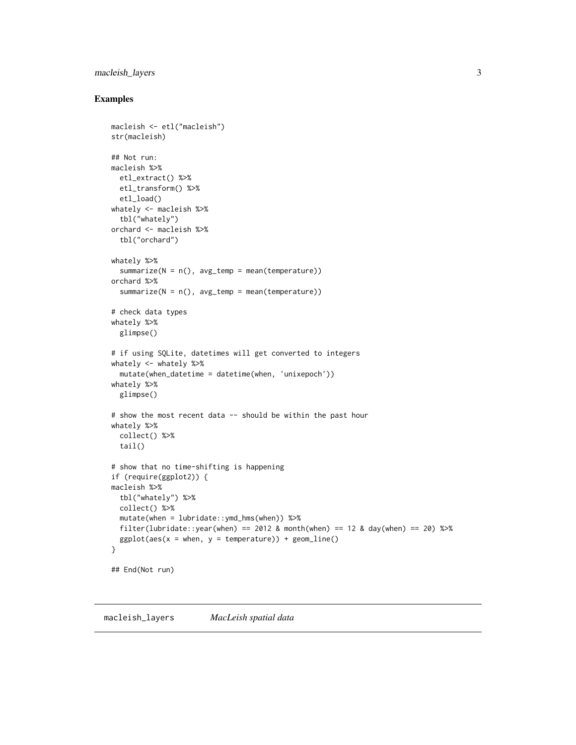## Examples

```
macleish <- etl("macleish")
str(macleish)

## Not run:
macleish %>%
  etl_extract() %>%
  etl_transform() %>%
  etl_load()
whately <- macleish %>%
  tbl("whately")
orchard <- macleish %>%
  tbl("orchard")

whately %>%
  summarize(N = n(), avg_temp = mean(temperature))
orchard %>%
  summarize(N = n(), avg_temp = mean(temperature))

# check data types
whately %>%
  glimpse()

# if using SQLite, datetimes will get converted to integers
whately <- whately %>%
  mutate(when_datetime = datetime(when, 'unixepoch'))
whately %>%
  glimpse()

# show the most recent data -- should be within the past hour
whately %>%
  collect() %>%
  tail()

# show that no time-shifting is happening
if (require(ggplot2)) {
macleish %>%
  tbl("whately") %>%
  collect() %>%
  mutate(when = lubridate::ymd_hms(when)) %>%
  filter(lubridate::year(when) == 2012 & month(when) == 12 & day(when) == 20) %>%
  ggplot(aes(x = when, y = temperature)) + geom_line()
}

## End(Not run)
```

---

`macleish_layers` *MacLeish spatial data*

---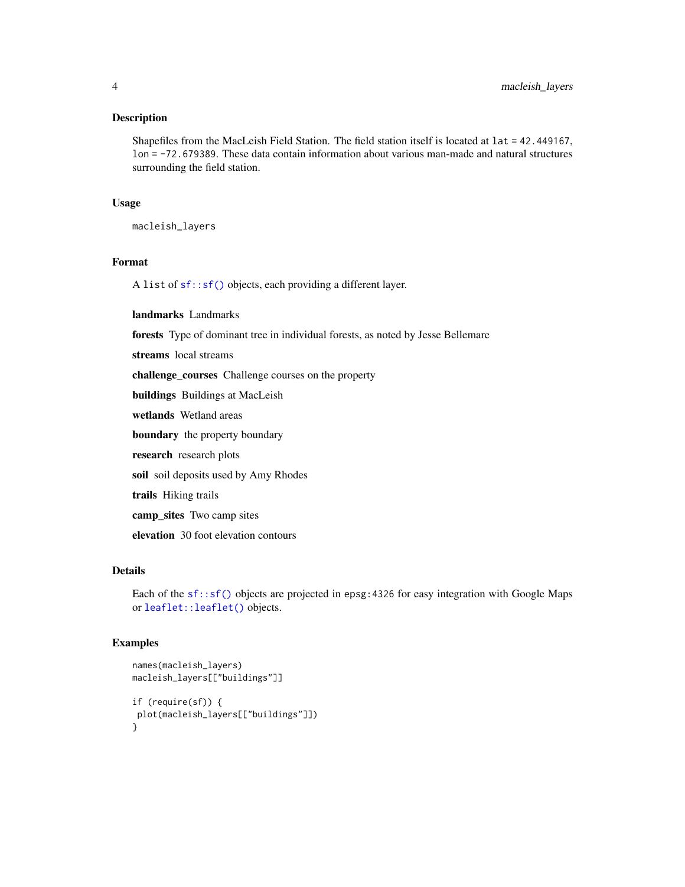### Description

Shapefiles from the MacLeish Field Station. The field station itself is located at `lat = 42.449167`, `lon = -72.679389`. These data contain information about various man-made and natural structures surrounding the field station.

### Usage

```
macleish_layers
```

### Format

A `list` of `sf::sf()` objects, each providing a different layer.

- **landmarks** Landmarks
- **forests** Type of dominant tree in individual forests, as noted by Jesse Bellemare
- **streams** local streams
- **challenge_courses** Challenge courses on the property
- **buildings** Buildings at MacLeish
- **wetlands** Wetland areas
- **boundary** the property boundary
- **research** research plots
- **soil** soil deposits used by Amy Rhodes
- **trails** Hiking trails
- **camp_sites** Two camp sites
- **elevation** 30 foot elevation contours

### Details

Each of the `sf::sf()` objects are projected in `epsg:4326` for easy integration with Google Maps or `leaflet::leaflet()` objects.

### Examples

```
names(macleish_layers)
macleish_layers[["buildings"]]

if (require(sf)) {
 plot(macleish_layers[["buildings"]])
}
```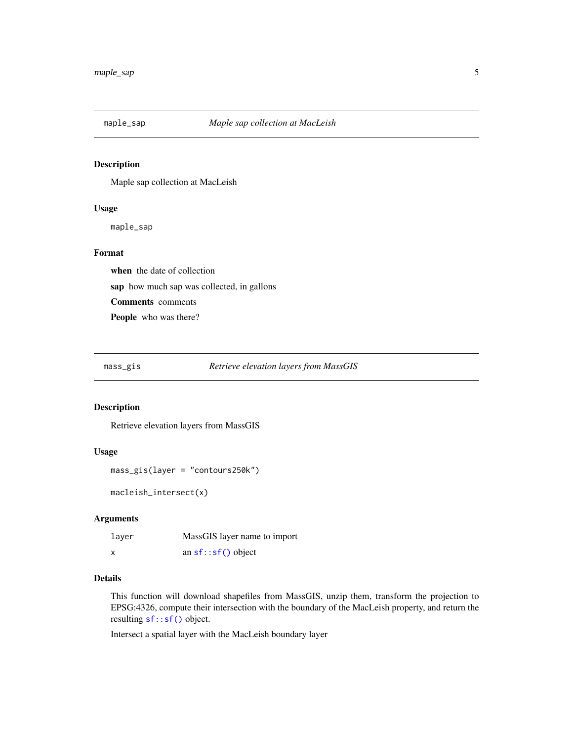## maple_sap — *Maple sap collection at MacLeish*

### Description

Maple sap collection at MacLeish

### Usage

```
maple_sap
```

### Format

**when** the date of collection

**sap** how much sap was collected, in gallons

**Comments** comments

**People** who was there?

## mass_gis — *Retrieve elevation layers from MassGIS*

### Description

Retrieve elevation layers from MassGIS

### Usage

```
mass_gis(layer = "contours250k")

macleish_intersect(x)
```

### Arguments

| | |
|---|---|
| `layer` | MassGIS layer name to import |
| `x` | an `sf::sf()` object |

### Details

This function will download shapefiles from MassGIS, unzip them, transform the projection to EPSG:4326, compute their intersection with the boundary of the MacLeish property, and return the resulting `sf::sf()` object.

Intersect a spatial layer with the MacLeish boundary layer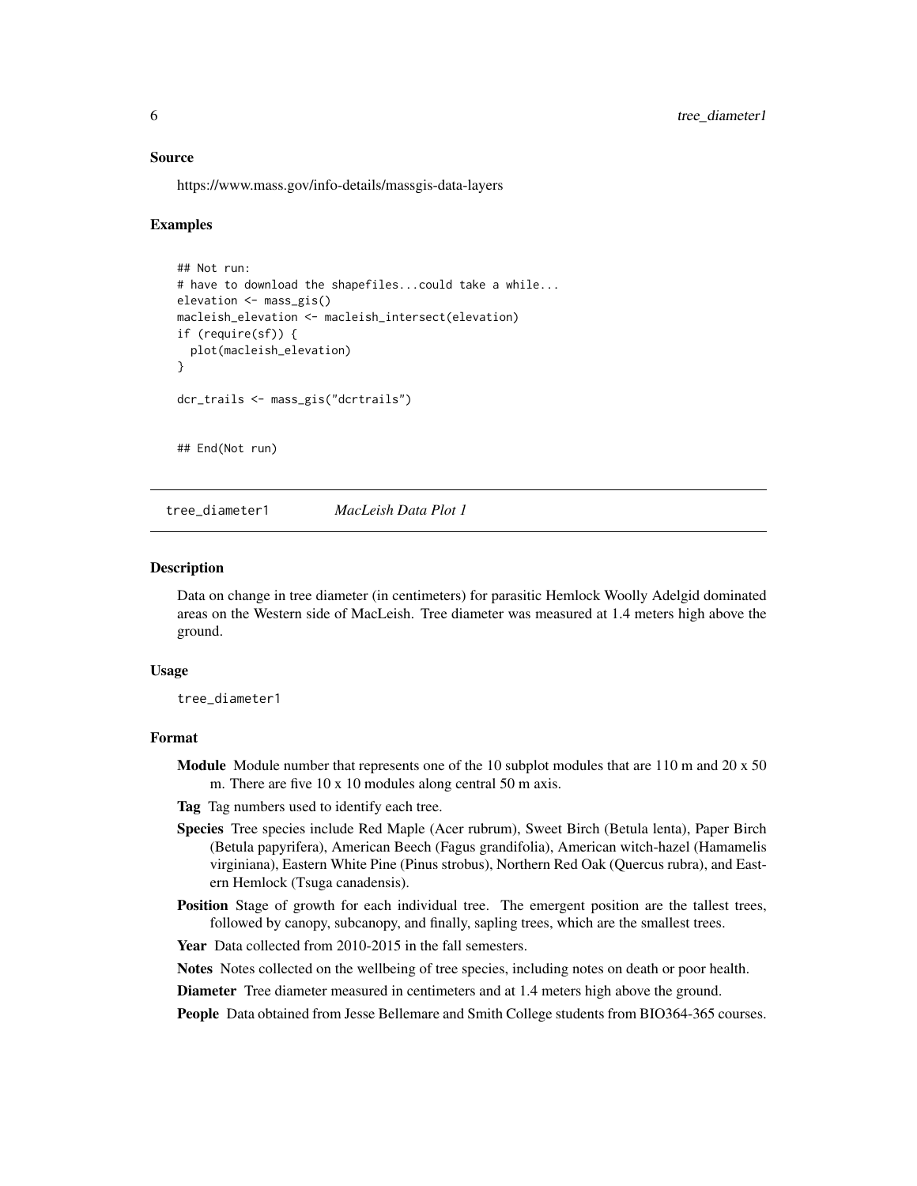### Source

https://www.mass.gov/info-details/massgis-data-layers

### Examples

```
## Not run:
# have to download the shapefiles...could take a while...
elevation <- mass_gis()
macleish_elevation <- macleish_intersect(elevation)
if (require(sf)) {
  plot(macleish_elevation)
}

dcr_trails <- mass_gis("dcrtrails")


## End(Not run)
```

---

## tree_diameter1 *MacLeish Data Plot 1*

### Description

Data on change in tree diameter (in centimeters) for parasitic Hemlock Woolly Adelgid dominated areas on the Western side of MacLeish. Tree diameter was measured at 1.4 meters high above the ground.

### Usage

```
tree_diameter1
```

### Format

**Module** Module number that represents one of the 10 subplot modules that are 110 m and 20 x 50 m. There are five 10 x 10 modules along central 50 m axis.

**Tag** Tag numbers used to identify each tree.

**Species** Tree species include Red Maple (Acer rubrum), Sweet Birch (Betula lenta), Paper Birch (Betula papyrifera), American Beech (Fagus grandifolia), American witch-hazel (Hamamelis virginiana), Eastern White Pine (Pinus strobus), Northern Red Oak (Quercus rubra), and Eastern Hemlock (Tsuga canadensis).

**Position** Stage of growth for each individual tree. The emergent position are the tallest trees, followed by canopy, subcanopy, and finally, sapling trees, which are the smallest trees.

**Year** Data collected from 2010-2015 in the fall semesters.

**Notes** Notes collected on the wellbeing of tree species, including notes on death or poor health.

**Diameter** Tree diameter measured in centimeters and at 1.4 meters high above the ground.

**People** Data obtained from Jesse Bellemare and Smith College students from BIO364-365 courses.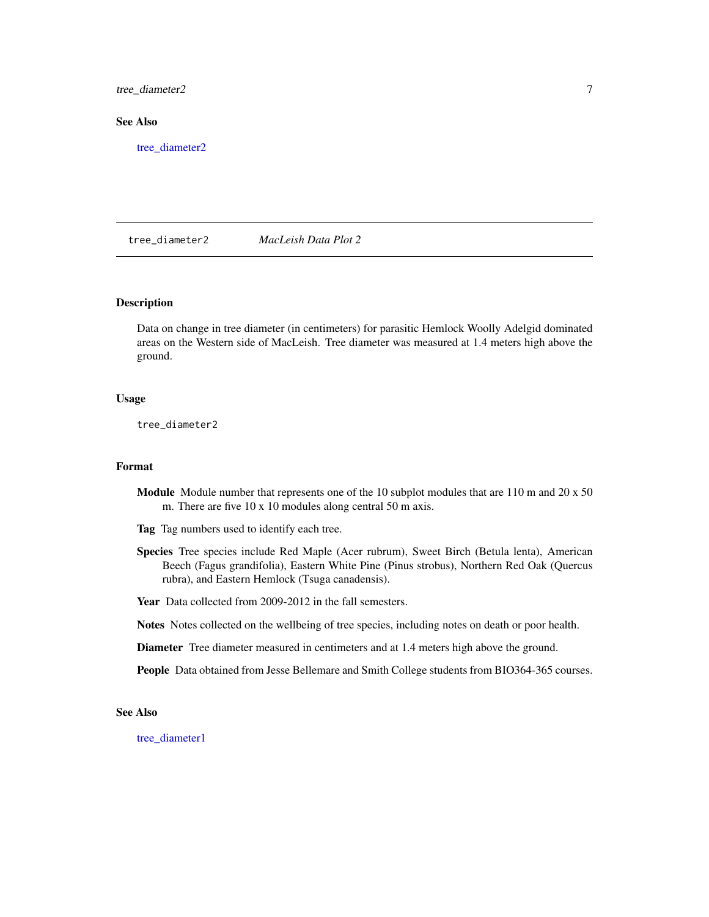## See Also

tree_diameter2

---

# tree_diameter2 *MacLeish Data Plot 2*

## Description

Data on change in tree diameter (in centimeters) for parasitic Hemlock Woolly Adelgid dominated areas on the Western side of MacLeish. Tree diameter was measured at 1.4 meters high above the ground.

## Usage

```
tree_diameter2
```

## Format

**Module** Module number that represents one of the 10 subplot modules that are 110 m and 20 x 50 m. There are five 10 x 10 modules along central 50 m axis.

**Tag** Tag numbers used to identify each tree.

**Species** Tree species include Red Maple (Acer rubrum), Sweet Birch (Betula lenta), American Beech (Fagus grandifolia), Eastern White Pine (Pinus strobus), Northern Red Oak (Quercus rubra), and Eastern Hemlock (Tsuga canadensis).

**Year** Data collected from 2009-2012 in the fall semesters.

**Notes** Notes collected on the wellbeing of tree species, including notes on death or poor health.

**Diameter** Tree diameter measured in centimeters and at 1.4 meters high above the ground.

**People** Data obtained from Jesse Bellemare and Smith College students from BIO364-365 courses.

## See Also

tree_diameter1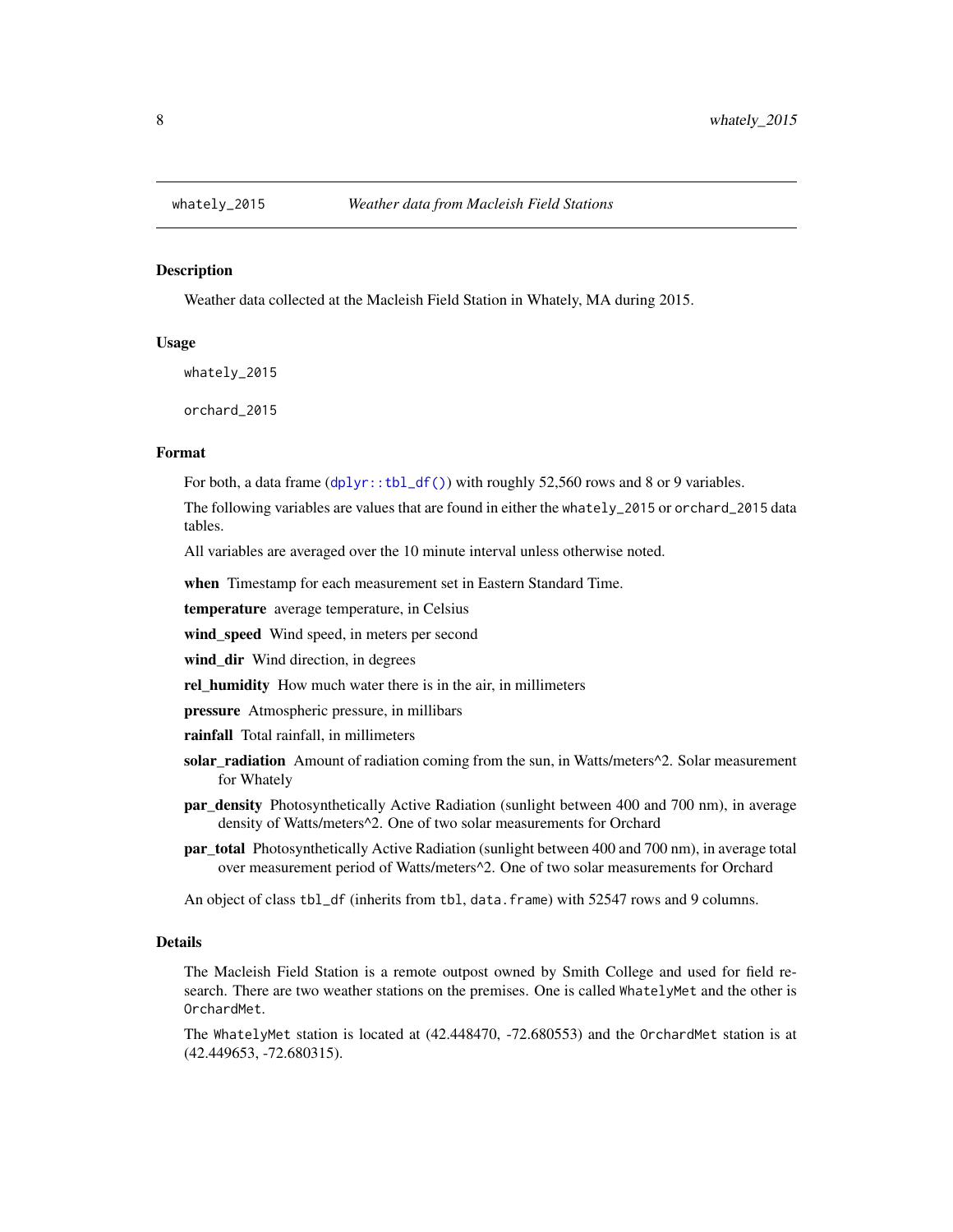## whately_2015 — *Weather data from Macleish Field Stations*

### Description

Weather data collected at the Macleish Field Station in Whately, MA during 2015.

### Usage

```
whately_2015

orchard_2015
```

### Format

For both, a data frame (`dplyr::tbl_df()`) with roughly 52,560 rows and 8 or 9 variables.

The following variables are values that are found in either the `whately_2015` or `orchard_2015` data tables.

All variables are averaged over the 10 minute interval unless otherwise noted.

- **when** Timestamp for each measurement set in Eastern Standard Time.
- **temperature** average temperature, in Celsius
- **wind_speed** Wind speed, in meters per second
- **wind_dir** Wind direction, in degrees
- **rel_humidity** How much water there is in the air, in millimeters
- **pressure** Atmospheric pressure, in millibars
- **rainfall** Total rainfall, in millimeters
- **solar_radiation** Amount of radiation coming from the sun, in Watts/meters^2. Solar measurement for Whately
- **par_density** Photosynthetically Active Radiation (sunlight between 400 and 700 nm), in average density of Watts/meters^2. One of two solar measurements for Orchard
- **par_total** Photosynthetically Active Radiation (sunlight between 400 and 700 nm), in average total over measurement period of Watts/meters^2. One of two solar measurements for Orchard

An object of class `tbl_df` (inherits from `tbl`, `data.frame`) with 52547 rows and 9 columns.

### Details

The Macleish Field Station is a remote outpost owned by Smith College and used for field research. There are two weather stations on the premises. One is called `WhatelyMet` and the other is `OrchardMet`.

The `WhatelyMet` station is located at (42.448470, -72.680553) and the `OrchardMet` station is at (42.449653, -72.680315).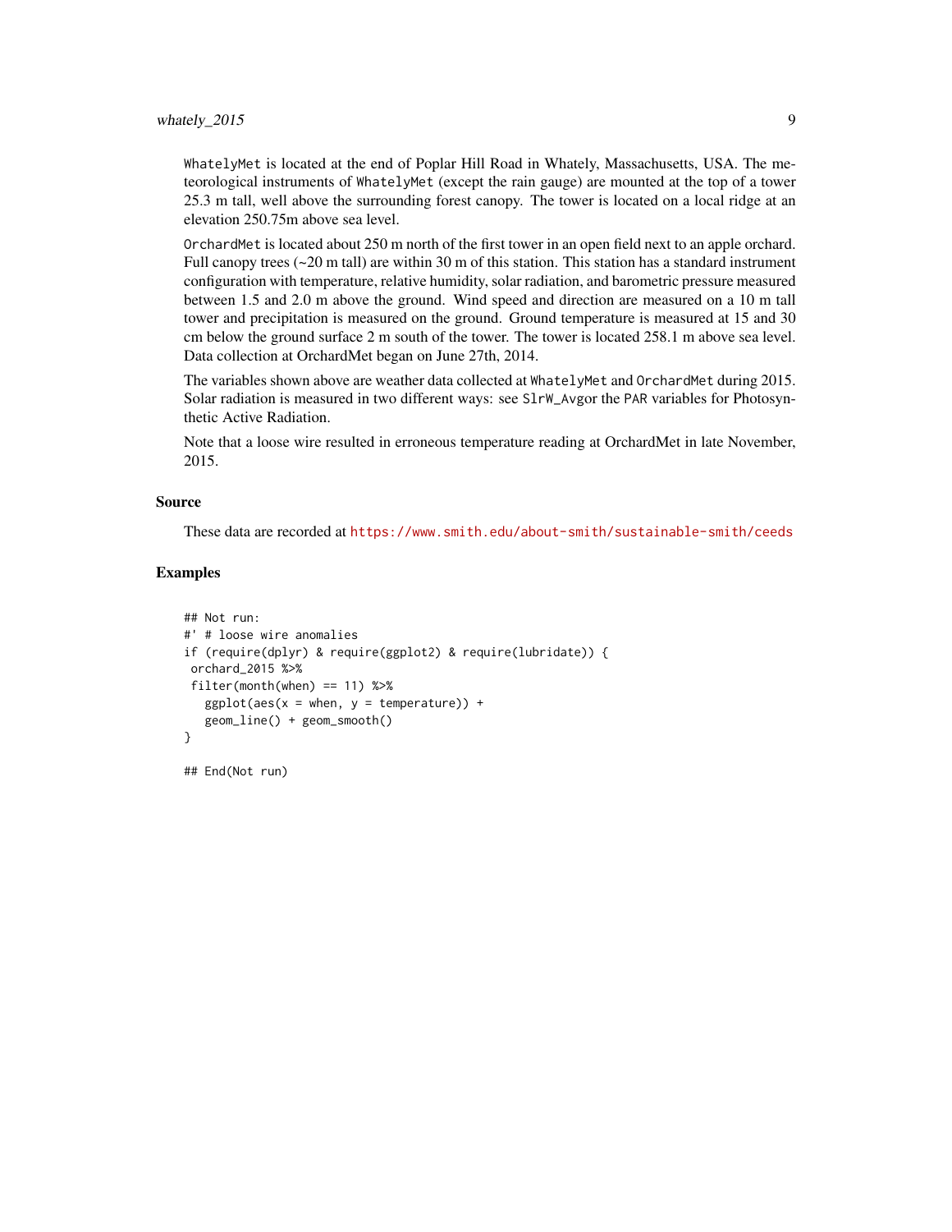WhatelyMet is located at the end of Poplar Hill Road in Whately, Massachusetts, USA. The meteorological instruments of WhatelyMet (except the rain gauge) are mounted at the top of a tower 25.3 m tall, well above the surrounding forest canopy. The tower is located on a local ridge at an elevation 250.75m above sea level.

OrchardMet is located about 250 m north of the first tower in an open field next to an apple orchard. Full canopy trees (~20 m tall) are within 30 m of this station. This station has a standard instrument configuration with temperature, relative humidity, solar radiation, and barometric pressure measured between 1.5 and 2.0 m above the ground. Wind speed and direction are measured on a 10 m tall tower and precipitation is measured on the ground. Ground temperature is measured at 15 and 30 cm below the ground surface 2 m south of the tower. The tower is located 258.1 m above sea level. Data collection at OrchardMet began on June 27th, 2014.

The variables shown above are weather data collected at WhatelyMet and OrchardMet during 2015. Solar radiation is measured in two different ways: see SlrW_Avgor the PAR variables for Photosynthetic Active Radiation.

Note that a loose wire resulted in erroneous temperature reading at OrchardMet in late November, 2015.

### Source

These data are recorded at https://www.smith.edu/about-smith/sustainable-smith/ceeds

### Examples

```
## Not run:
#' # loose wire anomalies
if (require(dplyr) & require(ggplot2) & require(lubridate)) {
 orchard_2015 %>%
 filter(month(when) == 11) %>%
   ggplot(aes(x = when, y = temperature)) +
   geom_line() + geom_smooth()
}

## End(Not run)
```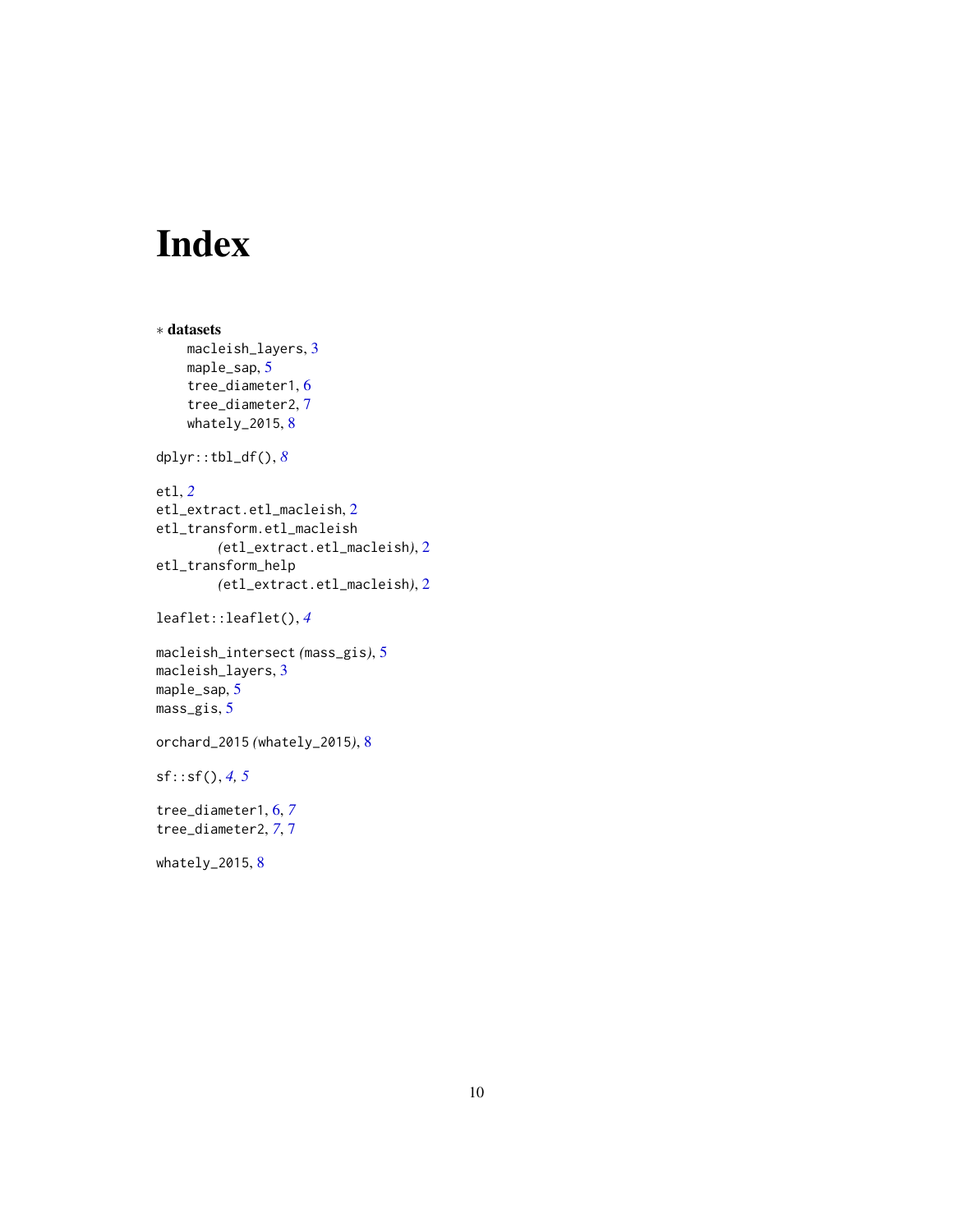# Index

∗ **datasets**
macleish_layers, 3
maple_sap, 5
tree_diameter1, 6
tree_diameter2, 7
whately_2015, 8

dplyr::tbl_df(), *8*

etl, *2*
etl_extract.etl_macleish, 2
etl_transform.etl_macleish (etl_extract.etl_macleish), 2
etl_transform_help (etl_extract.etl_macleish), 2

leaflet::leaflet(), *4*

macleish_intersect (mass_gis), 5
macleish_layers, 3
maple_sap, 5
mass_gis, 5

orchard_2015 (whately_2015), 8

sf::sf(), *4, 5*

tree_diameter1, 6, *7*
tree_diameter2, *7*, 7

whately_2015, 8